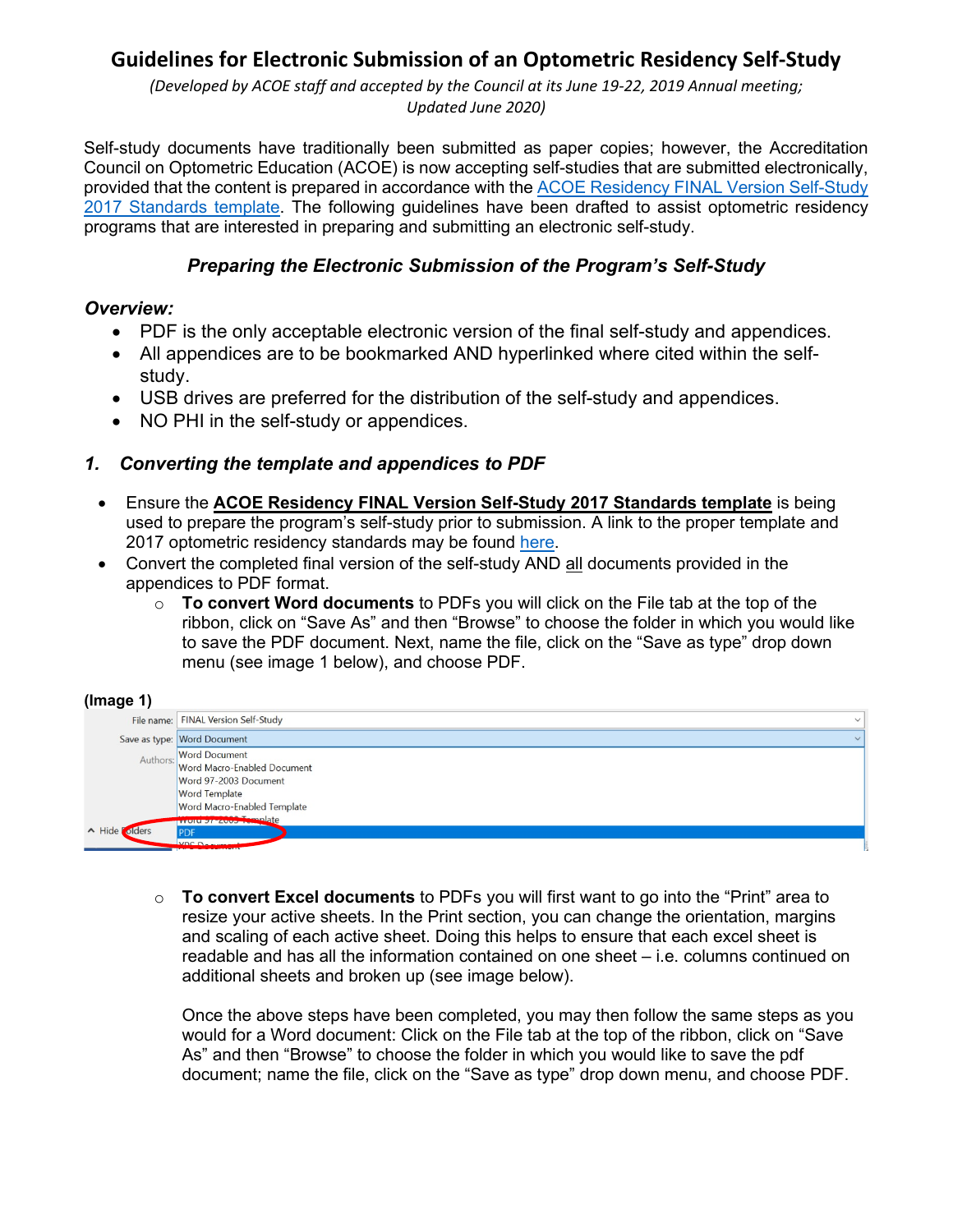# Guidelines for Electronic Submission of an Optometric Residency Self-Study

*(Developed by ACOE staff and accepted by the Council at its June 19-22, 2019 Annual meeting; Updated June 2020)*

Self-study documents have traditionally been submitted as paper copies; however, the Accreditation Council on Optometric Education (ACOE) is now accepting self-studies that are submitted electronically, provided that the content is prepared in accordance with the ACOE Residency FINAL Version Self-Study 2017 Standards template. The following guidelines have been drafted to assist optometric residency programs that are interested in preparing and submitting an electronic self-study.

## *Preparing the Electronic Submission of the Program's Self-Study*

### *Overview:*

- PDF is the only acceptable electronic version of the final self-study and appendices.
- All appendices are to be bookmarked AND hyperlinked where cited within the self-study.
- USB drives are preferred for the distribution of the self-study and appendices.
- NO PHI in the self-study or appendices.

### *1. Converting the template and appendices to PDF*

- Ensure the **ACOE Residency FINAL Version Self-Study 2017 Standards template** is being used to prepare the program's self-study prior to submission. A link to the proper template and 2017 optometric residency standards may be found here.
- Convert the completed final version of the self-study AND all documents provided in the appendices to PDF format.
  - **To convert Word documents** to PDFs you will click on the File tab at the top of the ribbon, click on "Save As" and then "Browse" to choose the folder in which you would like to save the PDF document. Next, name the file, click on the "Save as type" drop down menu (see image 1 below), and choose PDF.

**(Image 1)**

File name: FINAL Version Self-Study
Save as type: Word Document
Authors: Word Document
Word Macro-Enabled Document
Word 97-2003 Document
Word Template
Word Macro-Enabled Template
Word 97-2003 Template
PDF
XPS Document
Hide Folders

  - **To convert Excel documents** to PDFs you will first want to go into the "Print" area to resize your active sheets. In the Print section, you can change the orientation, margins and scaling of each active sheet. Doing this helps to ensure that each excel sheet is readable and has all the information contained on one sheet – i.e. columns continued on additional sheets and broken up (see image below).

    Once the above steps have been completed, you may then follow the same steps as you would for a Word document: Click on the File tab at the top of the ribbon, click on "Save As" and then "Browse" to choose the folder in which you would like to save the pdf document; name the file, click on the "Save as type" drop down menu, and choose PDF.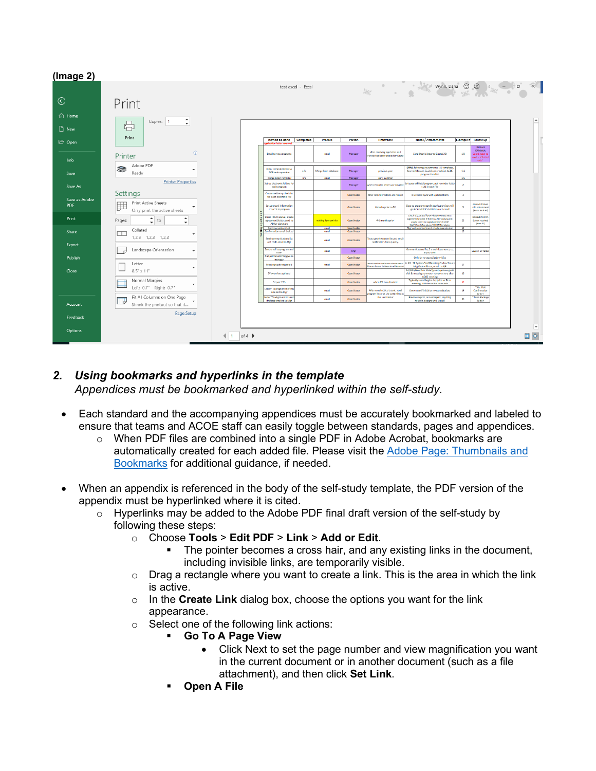(Image 2)

## 2. *Using bookmarks and hyperlinks in the template*

*Appendices must be bookmarked and hyperlinked within the self-study.*

- Each standard and the accompanying appendices must be accurately bookmarked and labeled to ensure that teams and ACOE staff can easily toggle between standards, pages and appendices.
  - When PDF files are combined into a single PDF in Adobe Acrobat, bookmarks are automatically created for each added file. Please visit the [Adobe Page: Thumbnails and Bookmarks]() for additional guidance, if needed.
- When an appendix is referenced in the body of the self-study template, the PDF version of the appendix must be hyperlinked where it is cited.
  - Hyperlinks may be added to the Adobe PDF final draft version of the self-study by following these steps:
    - Choose **Tools** > **Edit PDF** > **Link** > **Add or Edit**.
      - The pointer becomes a cross hair, and any existing links in the document, including invisible links, are temporarily visible.
    - Drag a rectangle where you want to create a link. This is the area in which the link is active.
    - In the **Create Link** dialog box, choose the options you want for the link appearance.
    - Select one of the following link actions:
      - **Go To A Page View**
        - Click Next to set the page number and view magnification you want in the current document or in another document (such as a file attachment), and then click **Set Link**.
      - **Open A File**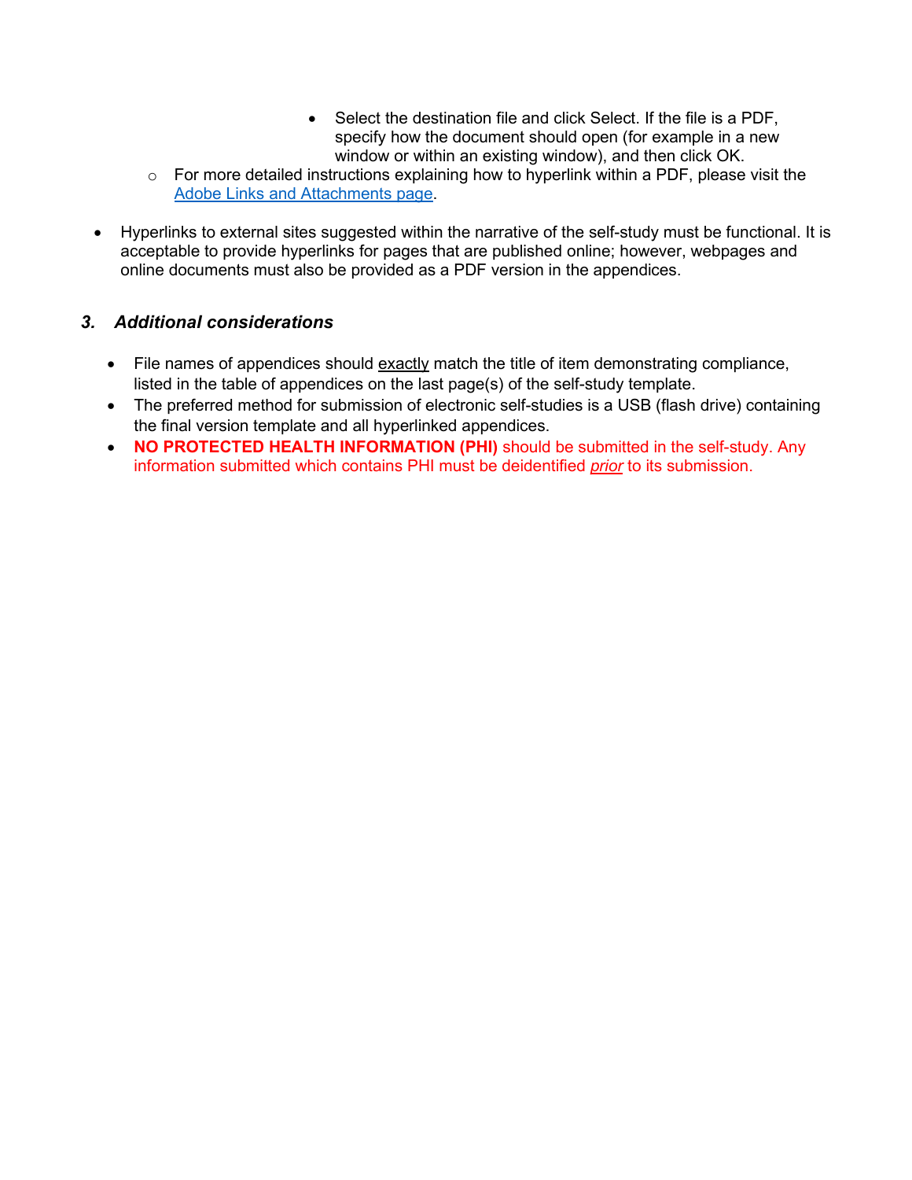- Select the destination file and click Select. If the file is a PDF, specify how the document should open (for example in a new window or within an existing window), and then click OK.
    - For more detailed instructions explaining how to hyperlink within a PDF, please visit the Adobe Links and Attachments page.

- Hyperlinks to external sites suggested within the narrative of the self-study must be functional. It is acceptable to provide hyperlinks for pages that are published online; however, webpages and online documents must also be provided as a PDF version in the appendices.

### *3. Additional considerations*

- File names of appendices should exactly match the title of item demonstrating compliance, listed in the table of appendices on the last page(s) of the self-study template.
- The preferred method for submission of electronic self-studies is a USB (flash drive) containing the final version template and all hyperlinked appendices.
- **NO PROTECTED HEALTH INFORMATION (PHI)** should be submitted in the self-study. Any information submitted which contains PHI must be deidentified *prior* to its submission.